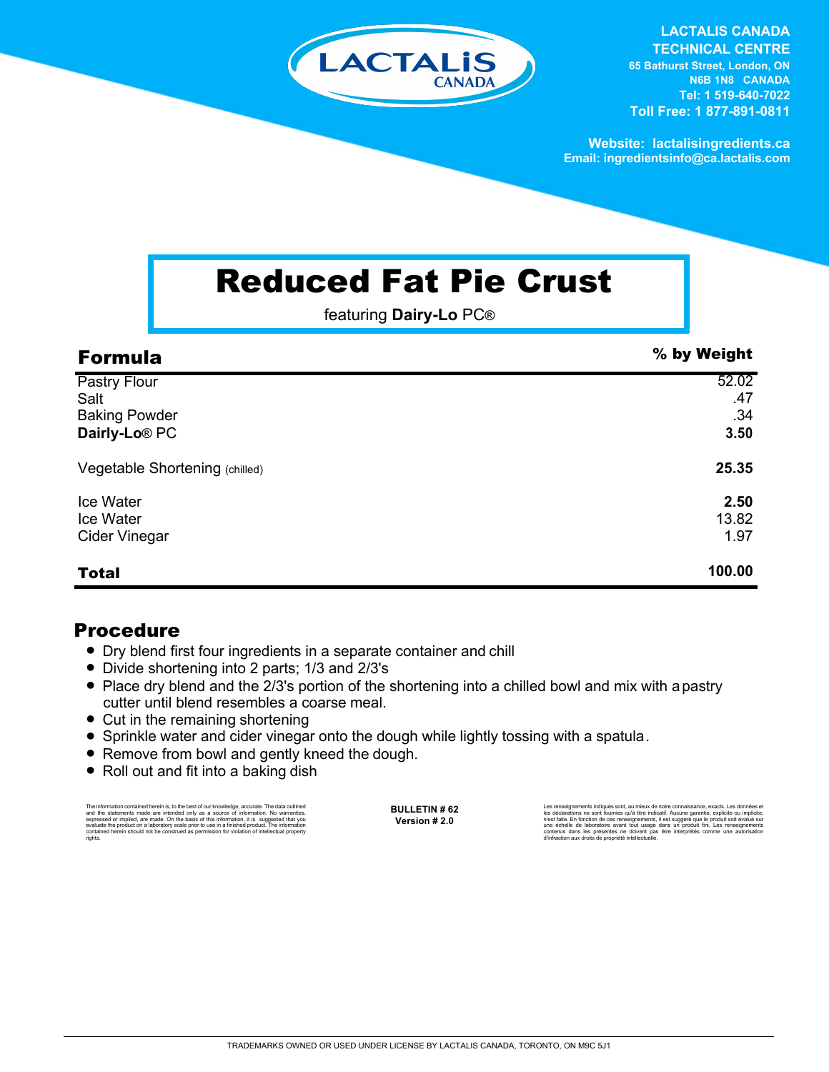LACTALIS CANADA

**LACTALIS CANADA TECHNICAL CENTRE**
**65 Bathurst Street, London, ON**
**N6B 1N8 CANADA**
**Tel: 1 519-640-7022**
**Toll Free: 1 877-891-0811**

**Website: lactalisingredients.ca**
**Email: ingredientsinfo@ca.lactalis.com**

# Reduced Fat Pie Crust

featuring **Dairly-Lo** PC®

| Formula | % by Weight |
|---|---|
| Pastry Flour | 52.02 |
| Salt | .47 |
| Baking Powder | .34 |
| **Dairly-Lo**® PC | **3.50** |
| Vegetable Shortening (chilled) | **25.35** |
| Ice Water | **2.50** |
| Ice Water | 13.82 |
| Cider Vinegar | 1.97 |
| **Total** | **100.00** |

## Procedure

- Dry blend first four ingredients in a separate container and chill
- Divide shortening into 2 parts; 1/3 and 2/3's
- Place dry blend and the 2/3's portion of the shortening into a chilled bowl and mix with a pastry cutter until blend resembles a coarse meal.
- Cut in the remaining shortening
- Sprinkle water and cider vinegar onto the dough while lightly tossing with a spatula.
- Remove from bowl and gently kneed the dough.
- Roll out and fit into a baking dish

The information contained herein is, to the best of our knowledge, accurate. The data outlined and the statements made are intended only as a source of information. No warranties, expressed or implied, are made. On the basis of this information, it is suggested that you evaluate the product on a laboratory scale prior to use in a finished product. The information contained herein should not be construed as permission for violation of intellectual property rights.

**BULLETIN # 62**
**Version # 2.0**

Les renseignements indiqués sont, au mieux de notre connaissance, exacts. Les données et les déclarations ne sont fournies qu'à titre indicatif. Aucune garantie, explicite ou implicite, n'est faite. En fonction de ces renseignements, il est suggéré que le produit soit évalué sur une échelle de laboratoire avant tout usage dans un produit fini. Les renseignements contenus dans les présentes ne doivent pas être interprétés comme une autorisation d'infraction aux droits de propriété intellectuelle.

TRADEMARKS OWNED OR USED UNDER LICENSE BY LACTALIS CANADA, TORONTO, ON M9C 5J1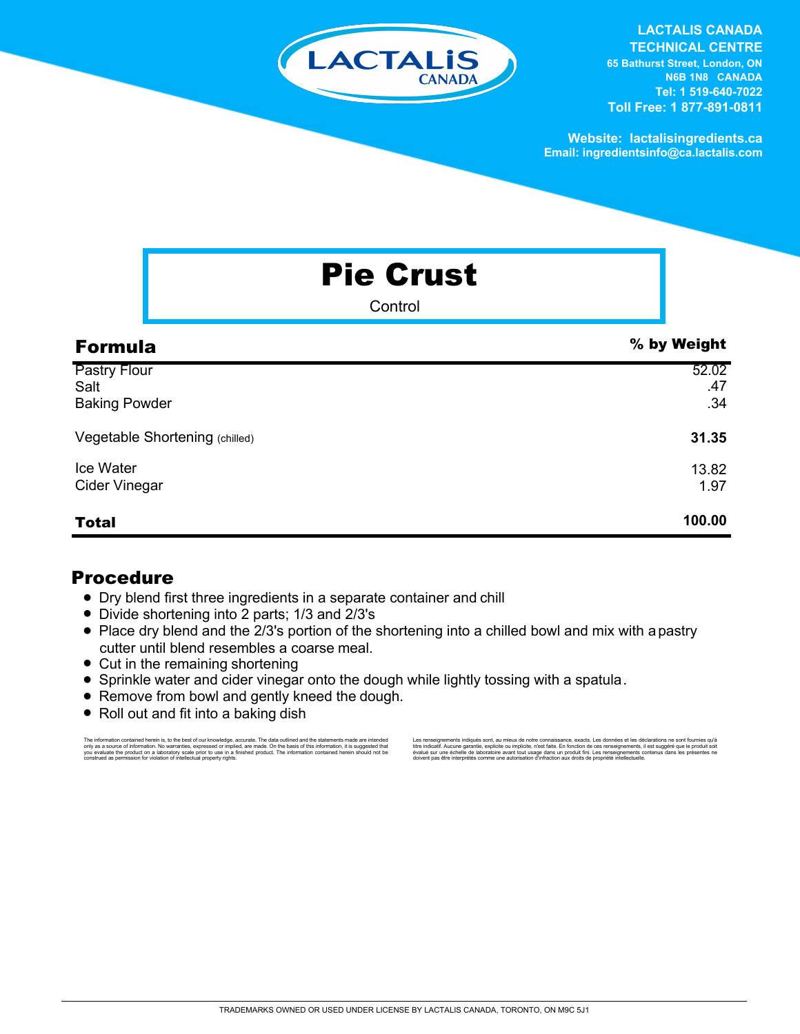**LACTALIS CANADA**
**TECHNICAL CENTRE**
**65 Bathurst Street, London, ON**
**N6B 1N8 CANADA**
**Tel: 1 519-640-7022**
**Toll Free: 1 877-891-0811**

**Website: lactalisingredients.ca**
**Email: ingredientsinfo@ca.lactalis.com**

# Pie Crust

Control

| **Formula** | **% by Weight** |
|---|---|
| Pastry Flour | 52.02 |
| Salt | .47 |
| Baking Powder | .34 |
| Vegetable Shortening (chilled) | **31.35** |
| Ice Water | 13.82 |
| Cider Vinegar | 1.97 |
| **Total** | **100.00** |

## Procedure

- Dry blend first three ingredients in a separate container and chill
- Divide shortening into 2 parts; 1/3 and 2/3's
- Place dry blend and the 2/3's portion of the shortening into a chilled bowl and mix with a pastry cutter until blend resembles a coarse meal.
- Cut in the remaining shortening
- Sprinkle water and cider vinegar onto the dough while lightly tossing with a spatula.
- Remove from bowl and gently kneed the dough.
- Roll out and fit into a baking dish

The information contained herein is, to the best of our knowledge, accurate. The data outlined and the statements made are intended only as a source of information. No warranties, expressed or implied, are made. On the basis of this information, it is suggested that you evaluate the product on a laboratory scale prior to use in a finished product. The information contained herein should not be construed as permission for violation of intellectual property rights.

Les renseignements indiqués sont, au mieux de notre connaissance, exacts. Les données et les déclarations ne sont fournies qu'à titre indicatif. Aucune garantie, explicite ou implicite, n'est faite. En fonction de ces renseignements, il est suggéré que le produit soit évalué sur une échelle de laboratoire avant tout usage dans un produit fini. Les renseignements contenus dans les présentes ne doivent pas être interprétés comme une autorisation d'infraction aux droits de propriété intellectuelle.

TRADEMARKS OWNED OR USED UNDER LICENSE BY LACTALIS CANADA, TORONTO, ON M9C 5J1